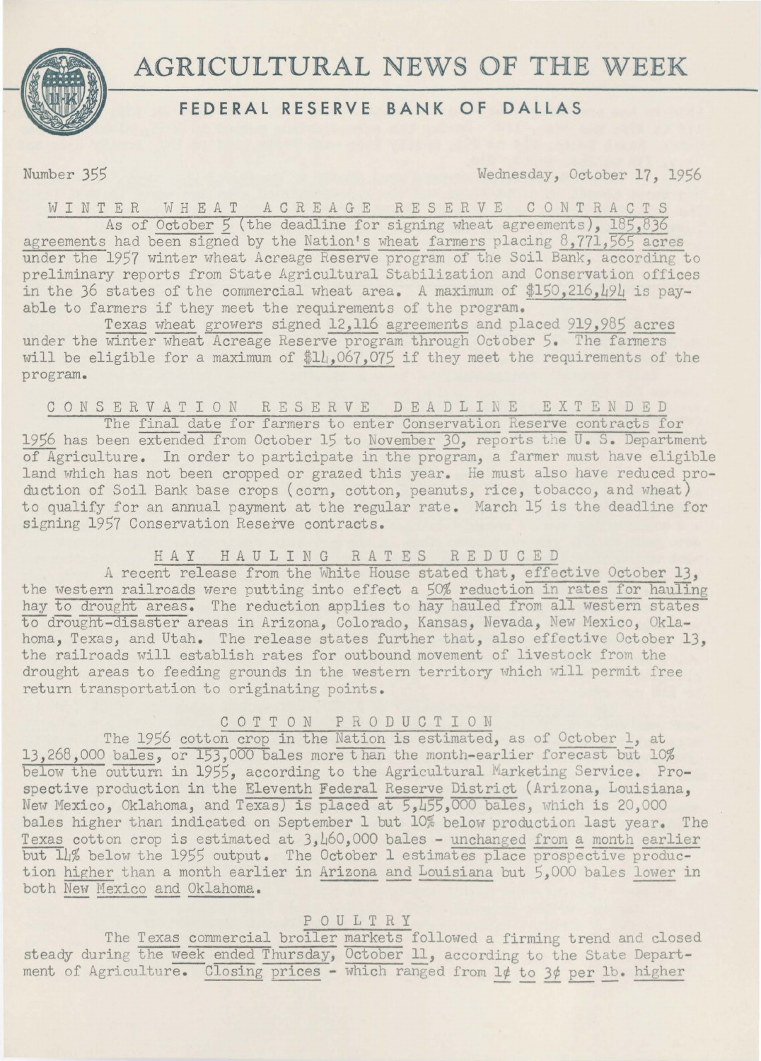# AGRICULTURAL NEWS OF THE WEEK

## FEDERAL RESERVE BANK OF DALLAS

Number 355 Wednesday, October 17, 1956

### WINTER WHEAT ACREAGE RESERVE CONTRACTS

As of October 5 (the deadline for signing wheat agreements), 185,836 agreements had been signed by the Nation's wheat farmers placing 8,771,565 acres under the 1957 winter wheat Acreage Reserve program of the Soil Bank, according to preliminary reports from State Agricultural Stabilization and Conservation offices in the 36 states of the commercial wheat area. A maximum of $150,216,494 is payable to farmers if they meet the requirements of the program.

Texas wheat growers signed 12,116 agreements and placed 919,985 acres under the winter wheat Acreage Reserve program through October 5. The farmers will be eligible for a maximum of $14,067,075 if they meet the requirements of the program.

### CONSERVATION RESERVE DEADLINE EXTENDED

The final date for farmers to enter Conservation Reserve contracts for 1956 has been extended from October 15 to November 30, reports the U. S. Department of Agriculture. In order to participate in the program, a farmer must have eligible land which has not been cropped or grazed this year. He must also have reduced production of Soil Bank base crops (corn, cotton, peanuts, rice, tobacco, and wheat) to qualify for an annual payment at the regular rate. March 15 is the deadline for signing 1957 Conservation Reserve contracts.

### HAY HAULING RATES REDUCED

A recent release from the White House stated that, effective October 13, the western railroads were putting into effect a 50% reduction in rates for hauling hay to drought areas. The reduction applies to hay hauled from all western states to drought-disaster areas in Arizona, Colorado, Kansas, Nevada, New Mexico, Oklahoma, Texas, and Utah. The release states further that, also effective October 13, the railroads will establish rates for outbound movement of livestock from the drought areas to feeding grounds in the western territory which will permit free return transportation to originating points.

### COTTON PRODUCTION

The 1956 cotton crop in the Nation is estimated, as of October 1, at 13,268,000 bales, or 153,000 bales more than the month-earlier forecast but 10% below the outturn in 1955, according to the Agricultural Marketing Service. Prospective production in the Eleventh Federal Reserve District (Arizona, Louisiana, New Mexico, Oklahoma, and Texas) is placed at 5,455,000 bales, which is 20,000 bales higher than indicated on September 1 but 10% below production last year. The Texas cotton crop is estimated at 3,460,000 bales - unchanged from a month earlier but 14% below the 1955 output. The October 1 estimates place prospective production higher than a month earlier in Arizona and Louisiana but 5,000 bales lower in both New Mexico and Oklahoma.

### POULTRY

The Texas commercial broiler markets followed a firming trend and closed steady during the week ended Thursday, October 11, according to the State Department of Agriculture. Closing prices - which ranged from 1¢ to 3¢ per lb. higher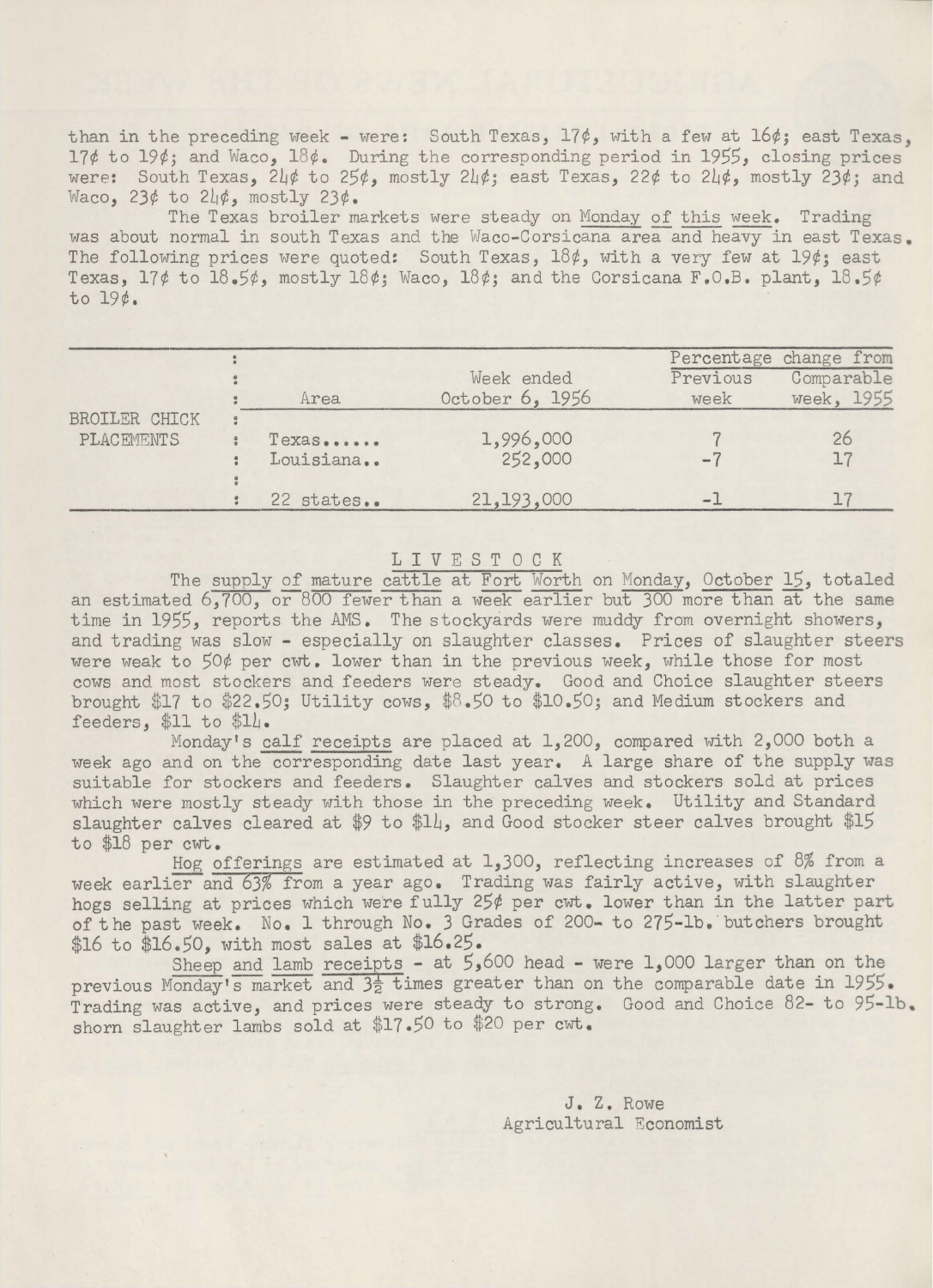than in the preceding week - were: South Texas, 17¢, with a few at 16¢; east Texas, 17¢ to 19¢; and Waco, 18¢. During the corresponding period in 1955, closing prices were: South Texas, 24¢ to 25¢, mostly 24¢; east Texas, 22¢ to 24¢, mostly 23¢; and Waco, 23¢ to 24¢, mostly 23¢.

The Texas broiler markets were steady on Monday of this week. Trading was about normal in south Texas and the Waco-Corsicana area and heavy in east Texas. The following prices were quoted: South Texas, 18¢, with a very few at 19¢; east Texas, 17¢ to 18.5¢, mostly 18¢; Waco, 18¢; and the Corsicana F.O.B. plant, 18.5¢ to 19¢.

| | Area | Week ended October 6, 1956 | Percentage change from Previous week | Percentage change from Comparable week, 1955 |
|---|---|---|---|---|
| BROILER CHICK PLACEMENTS | Texas...... | 1,996,000 | 7 | 26 |
| | Louisiana.. | 252,000 | -7 | 17 |
| | 22 states.. | 21,193,000 | -1 | 17 |

## LIVESTOCK

The supply of mature cattle at Fort Worth on Monday, October 15, totaled an estimated 6,700, or 800 fewer than a week earlier but 300 more than at the same time in 1955, reports the AMS. The stockyards were muddy from overnight showers, and trading was slow - especially on slaughter classes. Prices of slaughter steers were weak to 50¢ per cwt. lower than in the previous week, while those for most cows and most stockers and feeders were steady. Good and Choice slaughter steers brought $17 to $22.50; Utility cows, $8.50 to $10.50; and Medium stockers and feeders, $11 to $14.

Monday's calf receipts are placed at 1,200, compared with 2,000 both a week ago and on the corresponding date last year. A large share of the supply was suitable for stockers and feeders. Slaughter calves and stockers sold at prices which were mostly steady with those in the preceding week. Utility and Standard slaughter calves cleared at $9 to $14, and Good stocker steer calves brought $15 to $18 per cwt.

Hog offerings are estimated at 1,300, reflecting increases of 8% from a week earlier and 63% from a year ago. Trading was fairly active, with slaughter hogs selling at prices which were fully 25¢ per cwt. lower than in the latter part of the past week. No. 1 through No. 3 Grades of 200- to 275-lb. butchers brought $16 to $16.50, with most sales at $16.25.

Sheep and lamb receipts - at 5,600 head - were 1,000 larger than on the previous Monday's market and 3½ times greater than on the comparable date in 1955. Trading was active, and prices were steady to strong. Good and Choice 82- to 95-lb. shorn slaughter lambs sold at $17.50 to $20 per cwt.

J. Z. Rowe
Agricultural Economist